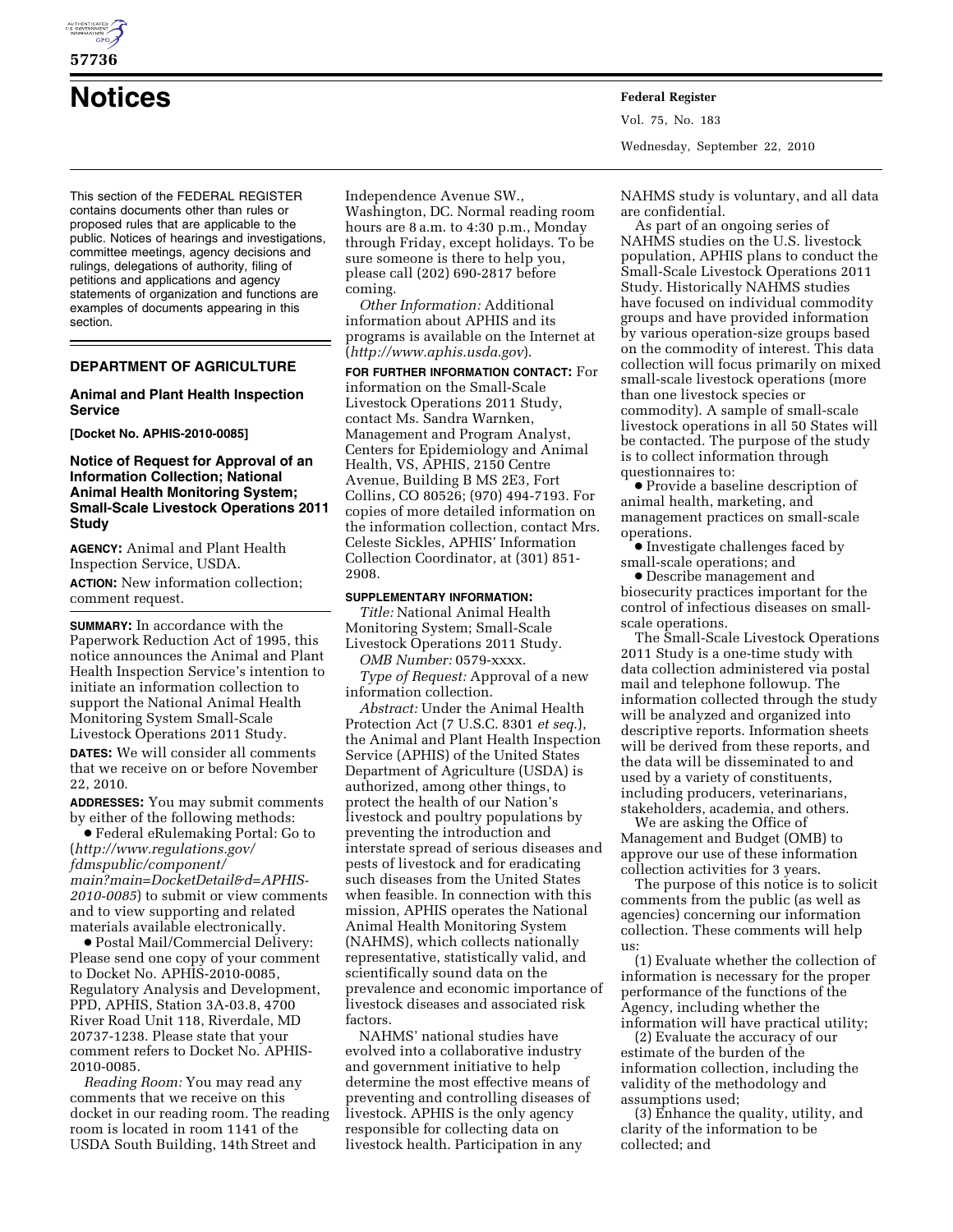# Notices

This section of the FEDERAL REGISTER contains documents other than rules or proposed rules that are applicable to the public. Notices of hearings and investigations, committee meetings, agency decisions and rulings, delegations of authority, filing of petitions and applications and agency statements of organization and functions are examples of documents appearing in this section.

## DEPARTMENT OF AGRICULTURE

### Animal and Plant Health Inspection Service

**[Docket No. APHIS-2010-0085]**

### Notice of Request for Approval of an Information Collection; National Animal Health Monitoring System; Small-Scale Livestock Operations 2011 Study

**AGENCY:** Animal and Plant Health Inspection Service, USDA.

**ACTION:** New information collection; comment request.

**SUMMARY:** In accordance with the Paperwork Reduction Act of 1995, this notice announces the Animal and Plant Health Inspection Service's intention to initiate an information collection to support the National Animal Health Monitoring System Small-Scale Livestock Operations 2011 Study.

**DATES:** We will consider all comments that we receive on or before November 22, 2010.

**ADDRESSES:** You may submit comments by either of the following methods:

- Federal eRulemaking Portal: Go to (*http://www.regulations.gov/fdmspublic/component/main?main=DocketDetail&d=APHIS-2010-0085*) to submit or view comments and to view supporting and related materials available electronically.
- Postal Mail/Commercial Delivery: Please send one copy of your comment to Docket No. APHIS-2010-0085, Regulatory Analysis and Development, PPD, APHIS, Station 3A-03.8, 4700 River Road Unit 118, Riverdale, MD 20737-1238. Please state that your comment refers to Docket No. APHIS-2010-0085.

*Reading Room:* You may read any comments that we receive on this docket in our reading room. The reading room is located in room 1141 of the USDA South Building, 14th Street and Independence Avenue SW., Washington, DC. Normal reading room hours are 8 a.m. to 4:30 p.m., Monday through Friday, except holidays. To be sure someone is there to help you, please call (202) 690-2817 before coming.

*Other Information:* Additional information about APHIS and its programs is available on the Internet at (*http://www.aphis.usda.gov*).

**FOR FURTHER INFORMATION CONTACT:** For information on the Small-Scale Livestock Operations 2011 Study, contact Ms. Sandra Warnken, Management and Program Analyst, Centers for Epidemiology and Animal Health, VS, APHIS, 2150 Centre Avenue, Building B MS 2E3, Fort Collins, CO 80526; (970) 494-7193. For copies of more detailed information on the information collection, contact Mrs. Celeste Sickles, APHIS' Information Collection Coordinator, at (301) 851-2908.

**SUPPLEMENTARY INFORMATION:**

*Title:* National Animal Health Monitoring System; Small-Scale Livestock Operations 2011 Study.

*OMB Number:* 0579-xxxx.

*Type of Request:* Approval of a new information collection.

*Abstract:* Under the Animal Health Protection Act (7 U.S.C. 8301 *et seq.*), the Animal and Plant Health Inspection Service (APHIS) of the United States Department of Agriculture (USDA) is authorized, among other things, to protect the health of our Nation's livestock and poultry populations by preventing the introduction and interstate spread of serious diseases and pests of livestock and for eradicating such diseases from the United States when feasible. In connection with this mission, APHIS operates the National Animal Health Monitoring System (NAHMS), which collects nationally representative, statistically valid, and scientifically sound data on the prevalence and economic importance of livestock diseases and associated risk factors.

NAHMS' national studies have evolved into a collaborative industry and government initiative to help determine the most effective means of preventing and controlling diseases of livestock. APHIS is the only agency responsible for collecting data on livestock health. Participation in any NAHMS study is voluntary, and all data are confidential.

As part of an ongoing series of NAHMS studies on the U.S. livestock population, APHIS plans to conduct the Small-Scale Livestock Operations 2011 Study. Historically NAHMS studies have focused on individual commodity groups and have provided information by various operation-size groups based on the commodity of interest. This data collection will focus primarily on mixed small-scale livestock operations (more than one livestock species or commodity). A sample of small-scale livestock operations in all 50 States will be contacted. The purpose of the study is to collect information through questionnaires to:

- Provide a baseline description of animal health, marketing, and management practices on small-scale operations.
- Investigate challenges faced by small-scale operations; and
- Describe management and biosecurity practices important for the control of infectious diseases on small-scale operations.

The Small-Scale Livestock Operations 2011 Study is a one-time study with data collection administered via postal mail and telephone followup. The information collected through the study will be analyzed and organized into descriptive reports. Information sheets will be derived from these reports, and the data will be disseminated to and used by a variety of constituents, including producers, veterinarians, stakeholders, academia, and others.

We are asking the Office of Management and Budget (OMB) to approve our use of these information collection activities for 3 years.

The purpose of this notice is to solicit comments from the public (as well as agencies) concerning our information collection. These comments will help us:

(1) Evaluate whether the collection of information is necessary for the proper performance of the functions of the Agency, including whether the information will have practical utility;

(2) Evaluate the accuracy of our estimate of the burden of the information collection, including the validity of the methodology and assumptions used;

(3) Enhance the quality, utility, and clarity of the information to be collected; and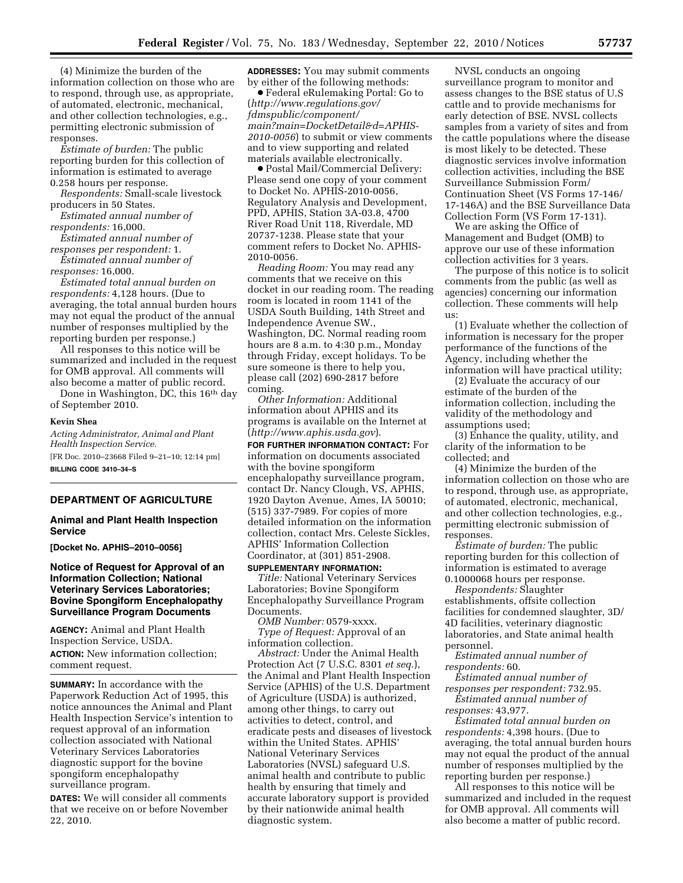(4) Minimize the burden of the information collection on those who are to respond, through use, as appropriate, of automated, electronic, mechanical, and other collection technologies, e.g., permitting electronic submission of responses.

*Estimate of burden:* The public reporting burden for this collection of information is estimated to average 0.258 hours per response.

*Respondents:* Small-scale livestock producers in 50 States.

*Estimated annual number of respondents:* 16,000.

*Estimated annual number of responses per respondent:* 1.

*Estimated annual number of responses:* 16,000.

*Estimated total annual burden on respondents:* 4,128 hours. (Due to averaging, the total annual burden hours may not equal the product of the annual number of responses multiplied by the reporting burden per response.)

All responses to this notice will be summarized and included in the request for OMB approval. All comments will also become a matter of public record.

Done in Washington, DC, this 16th day of September 2010.

**Kevin Shea**

*Acting Administrator, Animal and Plant Health Inspection Service.*

[FR Doc. 2010–23668 Filed 9–21–10; 12:14 pm]

**BILLING CODE 3410–34–S**

---

## DEPARTMENT OF AGRICULTURE

### Animal and Plant Health Inspection Service

**[Docket No. APHIS–2010–0056]**

### Notice of Request for Approval of an Information Collection; National Veterinary Services Laboratories; Bovine Spongiform Encephalopathy Surveillance Program Documents

**AGENCY:** Animal and Plant Health Inspection Service, USDA.

**ACTION:** New information collection; comment request.

**SUMMARY:** In accordance with the Paperwork Reduction Act of 1995, this notice announces the Animal and Plant Health Inspection Service's intention to request approval of an information collection associated with National Veterinary Services Laboratories diagnostic support for the bovine spongiform encephalopathy surveillance program.

**DATES:** We will consider all comments that we receive on or before November 22, 2010.

**ADDRESSES:** You may submit comments by either of the following methods:

- Federal eRulemaking Portal: Go to (*http://www.regulations.gov/fdmspublic/component/main?main=DocketDetail&d=APHIS-2010-0056*) to submit or view comments and to view supporting and related materials available electronically.
- Postal Mail/Commercial Delivery: Please send one copy of your comment to Docket No. APHIS-2010-0056, Regulatory Analysis and Development, PPD, APHIS, Station 3A-03.8, 4700 River Road Unit 118, Riverdale, MD 20737-1238. Please state that your comment refers to Docket No. APHIS-2010-0056.

*Reading Room:* You may read any comments that we receive on this docket in our reading room. The reading room is located in room 1141 of the USDA South Building, 14th Street and Independence Avenue SW., Washington, DC. Normal reading room hours are 8 a.m. to 4:30 p.m., Monday through Friday, except holidays. To be sure someone is there to help you, please call (202) 690-2817 before coming.

*Other Information:* Additional information about APHIS and its programs is available on the Internet at (*http://www.aphis.usda.gov*).

**FOR FURTHER INFORMATION CONTACT:** For information on documents associated with the bovine spongiform encephalopathy surveillance program, contact Dr. Nancy Clough, VS, APHIS, 1920 Dayton Avenue, Ames, IA 50010; (515) 337-7989. For copies of more detailed information on the information collection, contact Mrs. Celeste Sickles, APHIS' Information Collection Coordinator, at (301) 851-2908.

**SUPPLEMENTARY INFORMATION:**

*Title:* National Veterinary Services Laboratories; Bovine Spongiform Encephalopathy Surveillance Program Documents.

*OMB Number:* 0579-xxxx.

*Type of Request:* Approval of an information collection.

*Abstract:* Under the Animal Health Protection Act (7 U.S.C. 8301 *et seq.*), the Animal and Plant Health Inspection Service (APHIS) of the U.S. Department of Agriculture (USDA) is authorized, among other things, to carry out activities to detect, control, and eradicate pests and diseases of livestock within the United States. APHIS' National Veterinary Services Laboratories (NVSL) safeguard U.S. animal health and contribute to public health by ensuring that timely and accurate laboratory support is provided by their nationwide animal health diagnostic system.

NVSL conducts an ongoing surveillance program to monitor and assess changes to the BSE status of U.S cattle and to provide mechanisms for early detection of BSE. NVSL collects samples from a variety of sites and from the cattle populations where the disease is most likely to be detected. These diagnostic services involve information collection activities, including the BSE Surveillance Submission Form/Continuation Sheet (VS Forms 17-146/17-146A) and the BSE Surveillance Data Collection Form (VS Form 17-131).

We are asking the Office of Management and Budget (OMB) to approve our use of these information collection activities for 3 years.

The purpose of this notice is to solicit comments from the public (as well as agencies) concerning our information collection. These comments will help us:

(1) Evaluate whether the collection of information is necessary for the proper performance of the functions of the Agency, including whether the information will have practical utility;

(2) Evaluate the accuracy of our estimate of the burden of the information collection, including the validity of the methodology and assumptions used;

(3) Enhance the quality, utility, and clarity of the information to be collected; and

(4) Minimize the burden of the information collection on those who are to respond, through use, as appropriate, of automated, electronic, mechanical, and other collection technologies, e.g., permitting electronic submission of responses.

*Estimate of burden:* The public reporting burden for this collection of information is estimated to average 0.1000068 hours per response.

*Respondents:* Slaughter establishments, offsite collection facilities for condemned slaughter, 3D/4D facilities, veterinary diagnostic laboratories, and State animal health personnel.

*Estimated annual number of respondents:* 60.

*Estimated annual number of responses per respondent:* 732.95.

*Estimated annual number of responses:* 43,977.

*Estimated total annual burden on respondents:* 4,398 hours. (Due to averaging, the total annual burden hours may not equal the product of the annual number of responses multiplied by the reporting burden per response.)

All responses to this notice will be summarized and included in the request for OMB approval. All comments will also become a matter of public record.